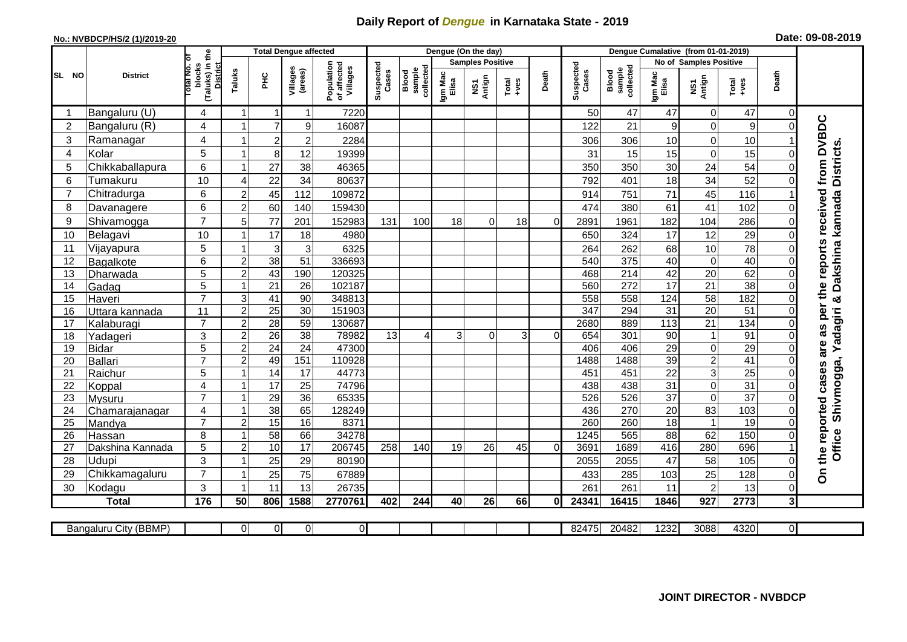# Daily Report of *Dengue* in Karnataka State - 2019

**No.: NVBDCP/HS/2 (1)/2019-20**

**Date: 09-08-2019**

| SL NO | District | Total No. of blocks (Taluks) in the District | Total Dengue affected | | | | Dengue (On the day) | | | | | | | Dengue Cumalative (from 01-01-2019) | | | | | | | |
|---|---|---|---|---|---|---|---|---|---|---|---|---|---|---|---|---|---|---|---|---|
| | | | Taluks | PHC | Villages (areas) | Population of affected Villages | Suspected Cases | Blood sample collected | Samples Positive | | | Death | Suspected Cases | Blood sample collected | No of Samples Positive | | | Death | |
| | | | | | | | | | Igm Mac Elisa | NS1 Antign | Total +ves | | | | Igm Mac Elisa | NS1 Antign | Total +ves | | |
| 1 | Bangaluru (U) | 4 | 1 | 1 | 1 | 7220 | | | | | | | 50 | 47 | 47 | 0 | 47 | 0 | On the reported cases are as per the reports received from DVBDC Office Shivmogga, Yadagiri & Dakshina kannada Districts. |
| 2 | Bangaluru (R) | 4 | 1 | 7 | 9 | 16087 | | | | | | | 122 | 21 | 9 | 0 | 9 | 0 | |
| 3 | Ramanagar | 4 | 1 | 2 | 2 | 2284 | | | | | | | 306 | 306 | 10 | 0 | 10 | 1 | |
| 4 | Kolar | 5 | 1 | 8 | 12 | 19399 | | | | | | | 31 | 15 | 15 | 0 | 15 | 0 | |
| 5 | Chikkaballapura | 6 | 1 | 27 | 38 | 46365 | | | | | | | 350 | 350 | 30 | 24 | 54 | 0 | |
| 6 | Tumakuru | 10 | 4 | 22 | 34 | 80637 | | | | | | | 792 | 401 | 18 | 34 | 52 | 0 | |
| 7 | Chitradurga | 6 | 2 | 45 | 112 | 109872 | | | | | | | 914 | 751 | 71 | 45 | 116 | 1 | |
| 8 | Davanagere | 6 | 2 | 60 | 140 | 159430 | | | | | | | 474 | 380 | 61 | 41 | 102 | 0 | |
| 9 | Shivamogga | 7 | 5 | 77 | 201 | 152983 | 131 | 100 | 18 | 0 | 18 | 0 | 2891 | 1961 | 182 | 104 | 286 | 0 | |
| 10 | Belagavi | 10 | 1 | 17 | 18 | 4980 | | | | | | | 650 | 324 | 17 | 12 | 29 | 0 | |
| 11 | Vijayapura | 5 | 1 | 3 | 3 | 6325 | | | | | | | 264 | 262 | 68 | 10 | 78 | 0 | |
| 12 | Bagalkote | 6 | 2 | 38 | 51 | 336693 | | | | | | | 540 | 375 | 40 | 0 | 40 | 0 | |
| 13 | Dharwada | 5 | 2 | 43 | 190 | 120325 | | | | | | | 468 | 214 | 42 | 20 | 62 | 0 | |
| 14 | Gadag | 5 | 1 | 21 | 26 | 102187 | | | | | | | 560 | 272 | 17 | 21 | 38 | 0 | |
| 15 | Haveri | 7 | 3 | 41 | 90 | 348813 | | | | | | | 558 | 558 | 124 | 58 | 182 | 0 | |
| 16 | Uttara kannada | 11 | 2 | 25 | 30 | 151903 | | | | | | | 347 | 294 | 31 | 20 | 51 | 0 | |
| 17 | Kalaburagi | 7 | 2 | 28 | 59 | 130687 | | | | | | | 2680 | 889 | 113 | 21 | 134 | 0 | |
| 18 | Yadageri | 3 | 2 | 26 | 38 | 78982 | 13 | 4 | 3 | 0 | 3 | 0 | 654 | 301 | 90 | 1 | 91 | 0 | |
| 19 | Bidar | 5 | 2 | 24 | 24 | 47300 | | | | | | | 406 | 406 | 29 | 0 | 29 | 0 | |
| 20 | Ballari | 7 | 2 | 49 | 151 | 110928 | | | | | | | 1488 | 1488 | 39 | 2 | 41 | 0 | |
| 21 | Raichur | 5 | 1 | 14 | 17 | 44773 | | | | | | | 451 | 451 | 22 | 3 | 25 | 0 | |
| 22 | Koppal | 4 | 1 | 17 | 25 | 74796 | | | | | | | 438 | 438 | 31 | 0 | 31 | 0 | |
| 23 | Mysuru | 7 | 1 | 29 | 36 | 65335 | | | | | | | 526 | 526 | 37 | 0 | 37 | 0 | |
| 24 | Chamarajanagar | 4 | 1 | 38 | 65 | 128249 | | | | | | | 436 | 270 | 20 | 83 | 103 | 0 | |
| 25 | Mandya | 7 | 2 | 15 | 16 | 8371 | | | | | | | 260 | 260 | 18 | 1 | 19 | 0 | |
| 26 | Hassan | 8 | 1 | 58 | 66 | 34278 | | | | | | | 1245 | 565 | 88 | 62 | 150 | 0 | |
| 27 | Dakshina Kannada | 5 | 2 | 10 | 17 | 206745 | 258 | 140 | 19 | 26 | 45 | 0 | 3691 | 1689 | 416 | 280 | 696 | 1 | |
| 28 | Udupi | 3 | 1 | 25 | 29 | 80190 | | | | | | | 2055 | 2055 | 47 | 58 | 105 | 0 | |
| 29 | Chikkamagaluru | 7 | 1 | 25 | 75 | 67889 | | | | | | | 433 | 285 | 103 | 25 | 128 | 0 | |
| 30 | Kodagu | 3 | 1 | 11 | 13 | 26735 | | | | | | | 261 | 261 | 11 | 2 | 13 | 0 | |
| | **Total** | **176** | **50** | **806** | **1588** | **2770761** | **402** | **244** | **40** | **26** | **66** | **0** | **24341** | **16415** | **1846** | **927** | **2773** | **3** | |

| Bangaluru City (BBMP) | | 0 | 0 | 0 | 0 | | | | | | | 82475 | 20482 | 1232 | 3088 | 4320 | 0 |
|---|---|---|---|---|---|---|---|---|---|---|---|---|---|---|---|---|---|

**JOINT DIRECTOR - NVBDCP**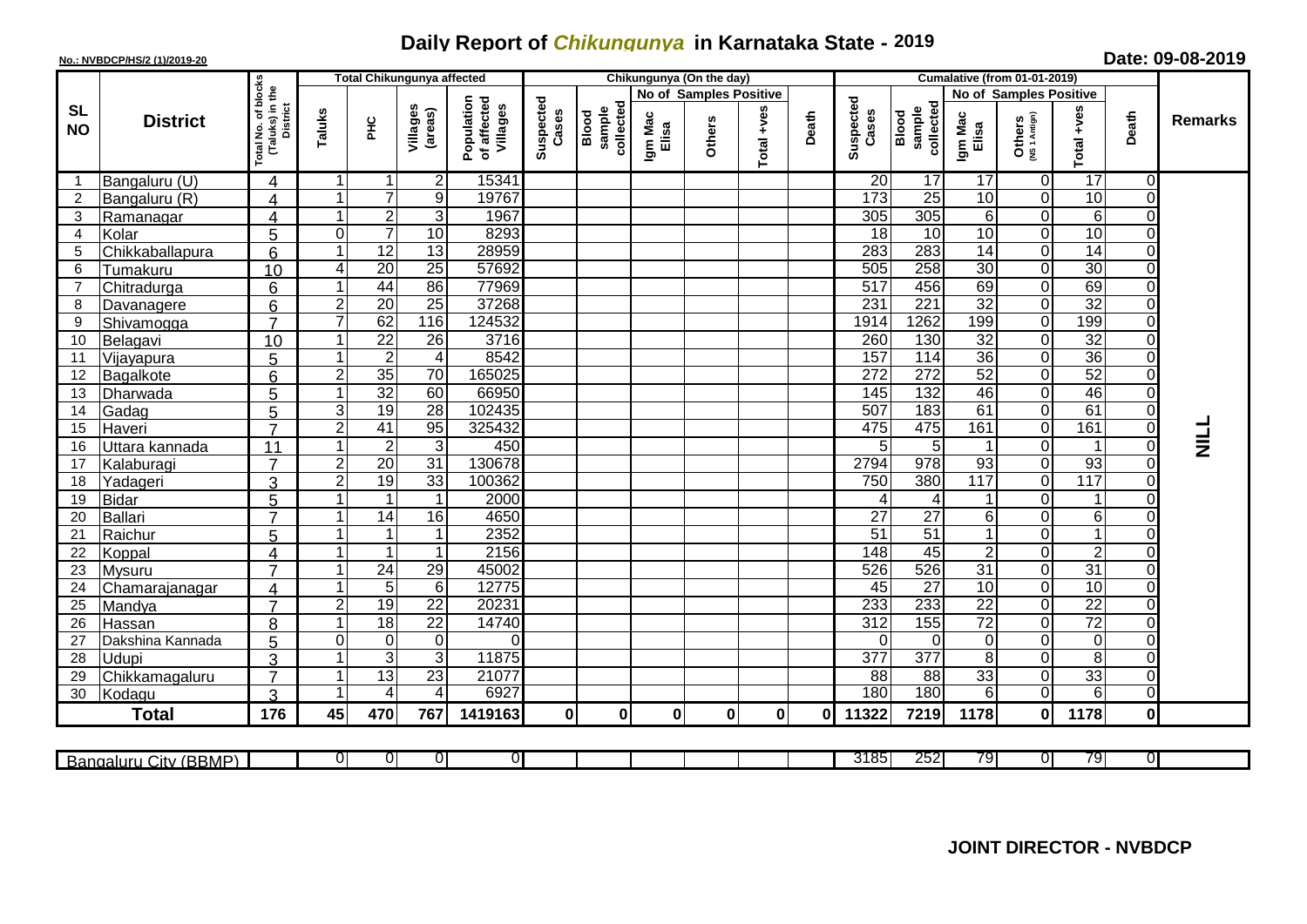# Daily Report of *Chikungunya* in Karnataka State - 2019

**No.: NVBDCP/HS/2 (1)/2019-20**

**Date: 09-08-2019**

| SL NO | District | Total No. of blocks (Taluks) in the District | Total Chikungunya affected | | | | Chikungunya (On the day) | | | | | | | Cumalative (from 01-01-2019) | | | | | | | Remarks |
|---|---|---|---|---|---|---|---|---|---|---|---|---|---|---|---|---|---|---|---|---|---|
| | | | Taluks | PHC | Villages (areas) | Population of affected Villages | Suspected Cases | Blood sample collected | No of Samples Positive | | | Death | Suspected Cases | Blood sample collected | No of Samples Positive | | | Death | |
| | | | | | | | | | Igm Mac Elisa | Others | Total +ves | | | | Igm Mac Elisa | Others (NS 1 Antign) | Total +ves | | |
| 1 | Bangaluru (U) | 4 | 1 | 1 | 2 | 15341 | | | | | | | 20 | 17 | 17 | 0 | 17 | 0 | NILL |
| 2 | Bangaluru (R) | 4 | 1 | 7 | 9 | 19767 | | | | | | | 173 | 25 | 10 | 0 | 10 | 0 | |
| 3 | Ramanagar | 4 | 1 | 2 | 3 | 1967 | | | | | | | 305 | 305 | 6 | 0 | 6 | 0 | |
| 4 | Kolar | 5 | 0 | 7 | 10 | 8293 | | | | | | | 18 | 10 | 10 | 0 | 10 | 0 | |
| 5 | Chikkaballapura | 6 | 1 | 12 | 13 | 28959 | | | | | | | 283 | 283 | 14 | 0 | 14 | 0 | |
| 6 | Tumakuru | 10 | 4 | 20 | 25 | 57692 | | | | | | | 505 | 258 | 30 | 0 | 30 | 0 | |
| 7 | Chitradurga | 6 | 1 | 44 | 86 | 77969 | | | | | | | 517 | 456 | 69 | 0 | 69 | 0 | |
| 8 | Davanagere | 6 | 2 | 20 | 25 | 37268 | | | | | | | 231 | 221 | 32 | 0 | 32 | 0 | |
| 9 | Shivamogga | 7 | 7 | 62 | 116 | 124532 | | | | | | | 1914 | 1262 | 199 | 0 | 199 | 0 | |
| 10 | Belagavi | 10 | 1 | 22 | 26 | 3716 | | | | | | | 260 | 130 | 32 | 0 | 32 | 0 | |
| 11 | Vijayapura | 5 | 1 | 2 | 4 | 8542 | | | | | | | 157 | 114 | 36 | 0 | 36 | 0 | |
| 12 | Bagalkote | 6 | 2 | 35 | 70 | 165025 | | | | | | | 272 | 272 | 52 | 0 | 52 | 0 | |
| 13 | Dharwada | 5 | 1 | 32 | 60 | 66950 | | | | | | | 145 | 132 | 46 | 0 | 46 | 0 | |
| 14 | Gadag | 5 | 3 | 19 | 28 | 102435 | | | | | | | 507 | 183 | 61 | 0 | 61 | 0 | |
| 15 | Haveri | 7 | 2 | 41 | 95 | 325432 | | | | | | | 475 | 475 | 161 | 0 | 161 | 0 | |
| 16 | Uttara kannada | 11 | 1 | 2 | 3 | 450 | | | | | | | 5 | 5 | 1 | 0 | 1 | 0 | |
| 17 | Kalaburagi | 7 | 2 | 20 | 31 | 130678 | | | | | | | 2794 | 978 | 93 | 0 | 93 | 0 | |
| 18 | Yadageri | 3 | 2 | 19 | 33 | 100362 | | | | | | | 750 | 380 | 117 | 0 | 117 | 0 | |
| 19 | Bidar | 5 | 1 | 1 | 1 | 2000 | | | | | | | 4 | 4 | 1 | 0 | 1 | 0 | |
| 20 | Ballari | 7 | 1 | 14 | 16 | 4650 | | | | | | | 27 | 27 | 6 | 0 | 6 | 0 | |
| 21 | Raichur | 5 | 1 | 1 | 1 | 2352 | | | | | | | 51 | 51 | 1 | 0 | 1 | 0 | |
| 22 | Koppal | 4 | 1 | 1 | 1 | 2156 | | | | | | | 148 | 45 | 2 | 0 | 2 | 0 | |
| 23 | Mysuru | 7 | 1 | 24 | 29 | 45002 | | | | | | | 526 | 526 | 31 | 0 | 31 | 0 | |
| 24 | Chamarajanagar | 4 | 1 | 5 | 6 | 12775 | | | | | | | 45 | 27 | 10 | 0 | 10 | 0 | |
| 25 | Mandya | 7 | 2 | 19 | 22 | 20231 | | | | | | | 233 | 233 | 22 | 0 | 22 | 0 | |
| 26 | Hassan | 8 | 1 | 18 | 22 | 14740 | | | | | | | 312 | 155 | 72 | 0 | 72 | 0 | |
| 27 | Dakshina Kannada | 5 | 0 | 0 | 0 | 0 | | | | | | | 0 | 0 | 0 | 0 | 0 | 0 | |
| 28 | Udupi | 3 | 1 | 3 | 3 | 11875 | | | | | | | 377 | 377 | 8 | 0 | 8 | 0 | |
| 29 | Chikkamagaluru | 7 | 1 | 13 | 23 | 21077 | | | | | | | 88 | 88 | 33 | 0 | 33 | 0 | |
| 30 | Kodagu | 3 | 1 | 4 | 4 | 6927 | | | | | | | 180 | 180 | 6 | 0 | 6 | 0 | |
| **Total** | | **176** | **45** | **470** | **767** | **1419163** | **0** | **0** | **0** | **0** | **0** | **0** | **11322** | **7219** | **1178** | **0** | **1178** | **0** | |

| | | | | | | | | | | | | | | | | | | |
|---|---|---|---|---|---|---|---|---|---|---|---|---|---|---|---|---|---|---|
| Bangaluru City (BBMP) | | 0 | 0 | 0 | 0 | | | | | | | 3185 | 252 | 79 | 0 | 79 | 0 | |

**JOINT DIRECTOR - NVBDCP**